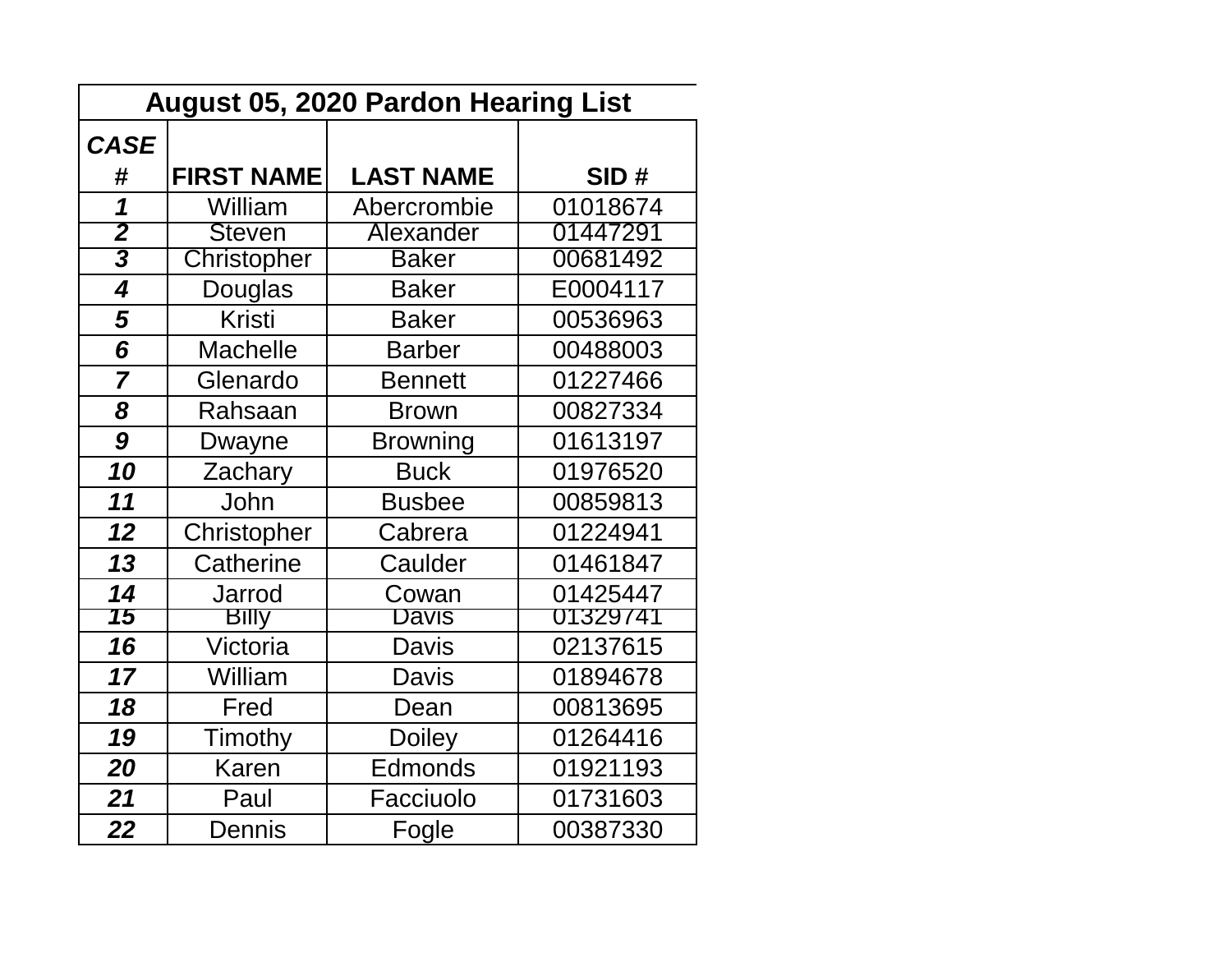| August 05, 2020 Pardon Hearing List | | | |
|---|---|---|---|
| ***CASE #*** | **FIRST NAME** | **LAST NAME** | **SID #** |
| ***1*** | William | Abercrombie | 01018674 |
| ***2*** | Steven | Alexander | 01447291 |
| ***3*** | Christopher | Baker | 00681492 |
| ***4*** | Douglas | Baker | E0004117 |
| ***5*** | Kristi | Baker | 00536963 |
| ***6*** | Machelle | Barber | 00488003 |
| ***7*** | Glenardo | Bennett | 01227466 |
| ***8*** | Rahsaan | Brown | 00827334 |
| ***9*** | Dwayne | Browning | 01613197 |
| ***10*** | Zachary | Buck | 01976520 |
| ***11*** | John | Busbee | 00859813 |
| ***12*** | Christopher | Cabrera | 01224941 |
| ***13*** | Catherine | Caulder | 01461847 |
| ***14*** | Jarrod | Cowan | 01425447 |
| ***15*** | Billy | Davis | 01329741 |
| ***16*** | Victoria | Davis | 02137615 |
| ***17*** | William | Davis | 01894678 |
| ***18*** | Fred | Dean | 00813695 |
| ***19*** | Timothy | Doiley | 01264416 |
| ***20*** | Karen | Edmonds | 01921193 |
| ***21*** | Paul | Facciuolo | 01731603 |
| ***22*** | Dennis | Fogle | 00387330 |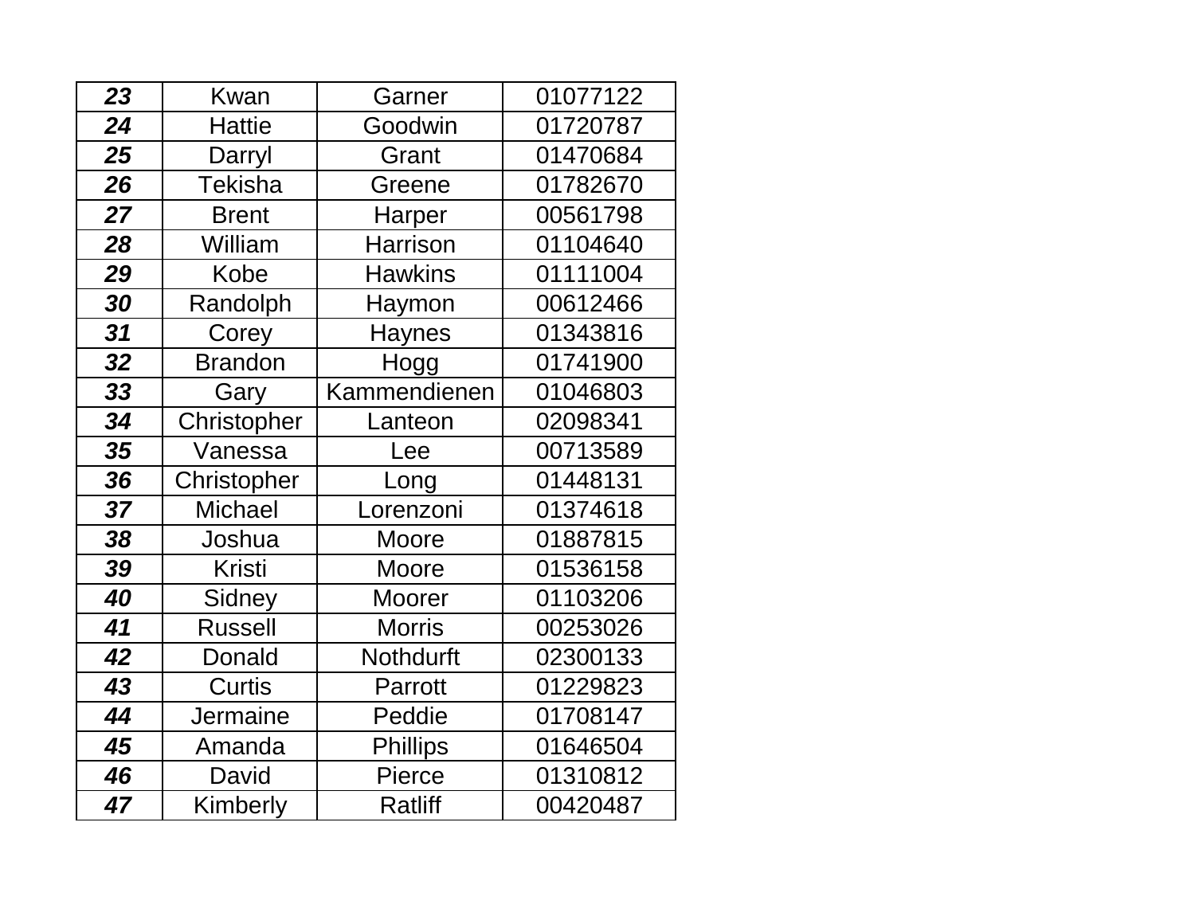| | | | |
|---|---|---|---|
| ***23*** | Kwan | Garner | 01077122 |
| ***24*** | Hattie | Goodwin | 01720787 |
| ***25*** | Darryl | Grant | 01470684 |
| ***26*** | Tekisha | Greene | 01782670 |
| ***27*** | Brent | Harper | 00561798 |
| ***28*** | William | Harrison | 01104640 |
| ***29*** | Kobe | Hawkins | 01111004 |
| ***30*** | Randolph | Haymon | 00612466 |
| ***31*** | Corey | Haynes | 01343816 |
| ***32*** | Brandon | Hogg | 01741900 |
| ***33*** | Gary | Kammendienen | 01046803 |
| ***34*** | Christopher | Lanteon | 02098341 |
| ***35*** | Vanessa | Lee | 00713589 |
| ***36*** | Christopher | Long | 01448131 |
| ***37*** | Michael | Lorenzoni | 01374618 |
| ***38*** | Joshua | Moore | 01887815 |
| ***39*** | Kristi | Moore | 01536158 |
| ***40*** | Sidney | Moorer | 01103206 |
| ***41*** | Russell | Morris | 00253026 |
| ***42*** | Donald | Nothdurft | 02300133 |
| ***43*** | Curtis | Parrott | 01229823 |
| ***44*** | Jermaine | Peddie | 01708147 |
| ***45*** | Amanda | Phillips | 01646504 |
| ***46*** | David | Pierce | 01310812 |
| ***47*** | Kimberly | Ratliff | 00420487 |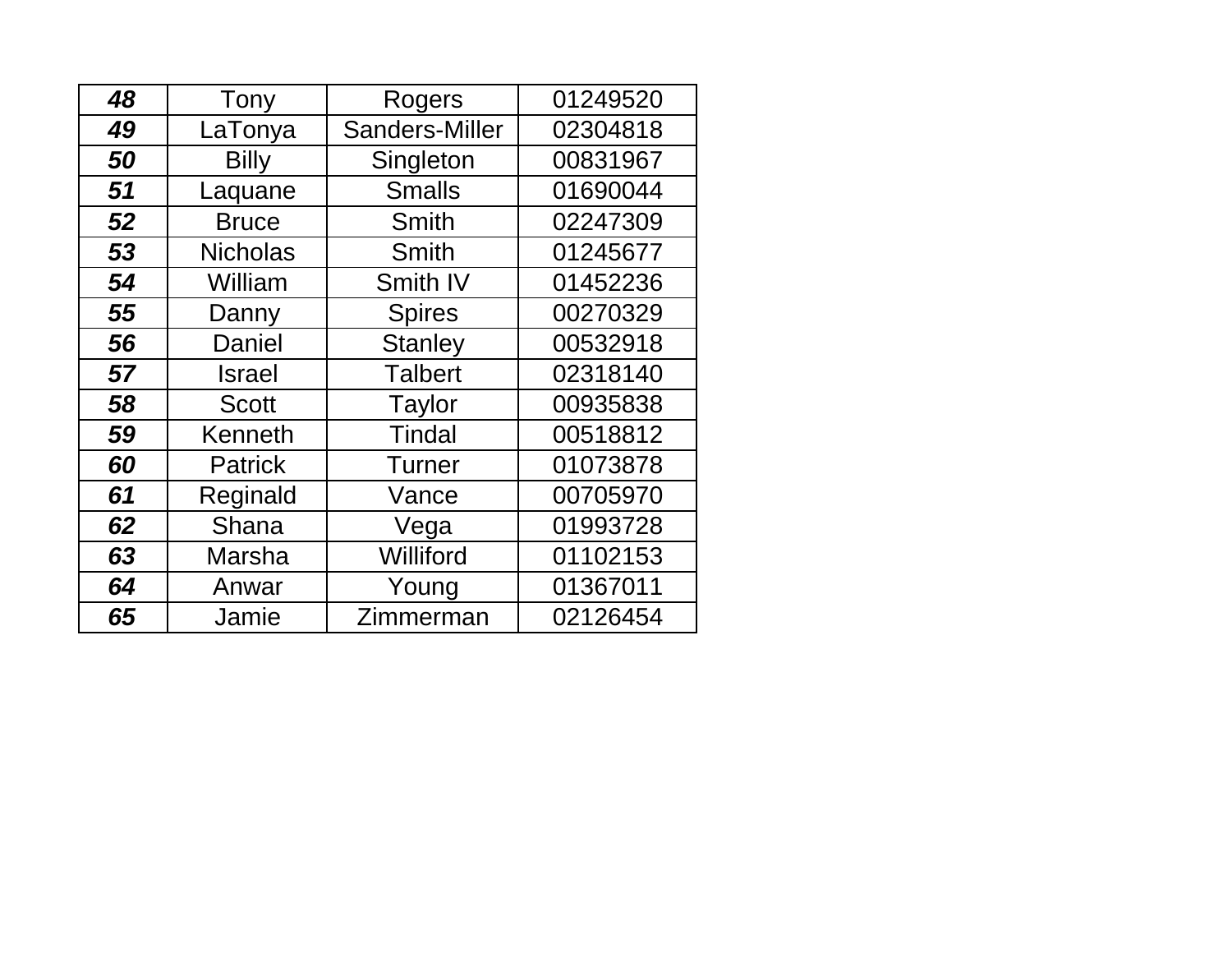| | | | |
|---|---|---|---|
| ***48*** | Tony | Rogers | 01249520 |
| ***49*** | LaTonya | Sanders-Miller | 02304818 |
| ***50*** | Billy | Singleton | 00831967 |
| ***51*** | Laquane | Smalls | 01690044 |
| ***52*** | Bruce | Smith | 02247309 |
| ***53*** | Nicholas | Smith | 01245677 |
| ***54*** | William | Smith IV | 01452236 |
| ***55*** | Danny | Spires | 00270329 |
| ***56*** | Daniel | Stanley | 00532918 |
| ***57*** | Israel | Talbert | 02318140 |
| ***58*** | Scott | Taylor | 00935838 |
| ***59*** | Kenneth | Tindal | 00518812 |
| ***60*** | Patrick | Turner | 01073878 |
| ***61*** | Reginald | Vance | 00705970 |
| ***62*** | Shana | Vega | 01993728 |
| ***63*** | Marsha | Williford | 01102153 |
| ***64*** | Anwar | Young | 01367011 |
| ***65*** | Jamie | Zimmerman | 02126454 |